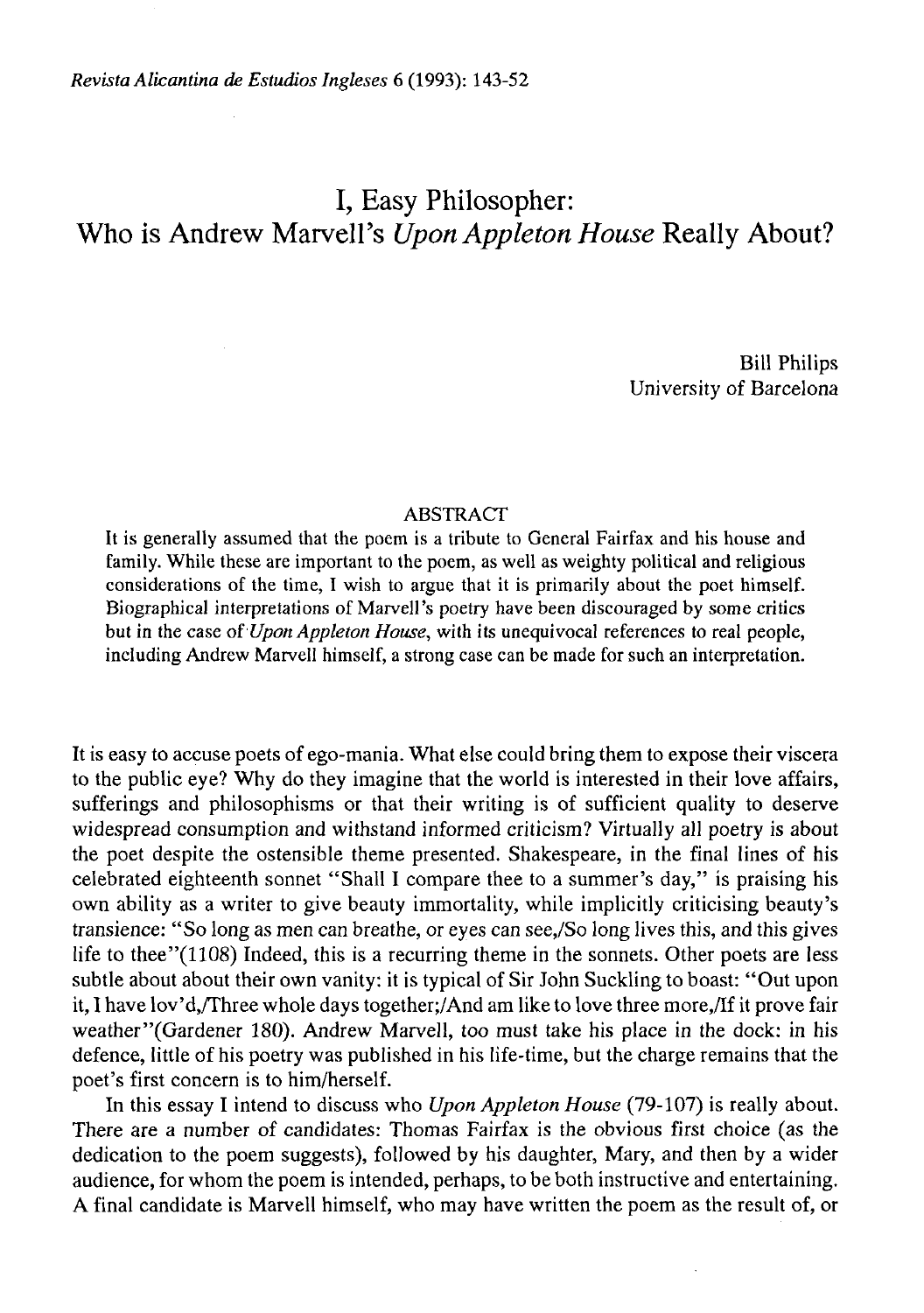*Revista Alicantina de Estudios Ingleses* 6 (1993): 143-52

# I, Easy Philosopher: Who is Andrew Marvell's *Upon Appleton House* Really About?

Bill Philips
University of Barcelona

### ABSTRACT

It is generally assumed that the poem is a tribute to General Fairfax and his house and family. While these are important to the poem, as well as weighty political and religious considerations of the time, I wish to argue that it is primarily about the poet himself. Biographical interpretations of Marvell's poetry have been discouraged by some critics but in the case of *Upon Appleton House*, with its unequivocal references to real people, including Andrew Marvell himself, a strong case can be made for such an interpretation.

It is easy to accuse poets of ego-mania. What else could bring them to expose their viscera to the public eye? Why do they imagine that the world is interested in their love affairs, sufferings and philosophisms or that their writing is of sufficient quality to deserve widespread consumption and withstand informed criticism? Virtually all poetry is about the poet despite the ostensible theme presented. Shakespeare, in the final lines of his celebrated eighteenth sonnet "Shall I compare thee to a summer's day," is praising his own ability as a writer to give beauty immortality, while implicitly criticising beauty's transience: "So long as men can breathe, or eyes can see,/So long lives this, and this gives life to thee"(1108) Indeed, this is a recurring theme in the sonnets. Other poets are less subtle about about their own vanity: it is typical of Sir John Suckling to boast: "Out upon it, I have lov'd,/Three whole days together;/And am like to love three more,/If it prove fair weather"(Gardener 180). Andrew Marvell, too must take his place in the dock: in his defence, little of his poetry was published in his life-time, but the charge remains that the poet's first concern is to him/herself.

In this essay I intend to discuss who *Upon Appleton House* (79-107) is really about. There are a number of candidates: Thomas Fairfax is the obvious first choice (as the dedication to the poem suggests), followed by his daughter, Mary, and then by a wider audience, for whom the poem is intended, perhaps, to be both instructive and entertaining. A final candidate is Marvell himself, who may have written the poem as the result of, or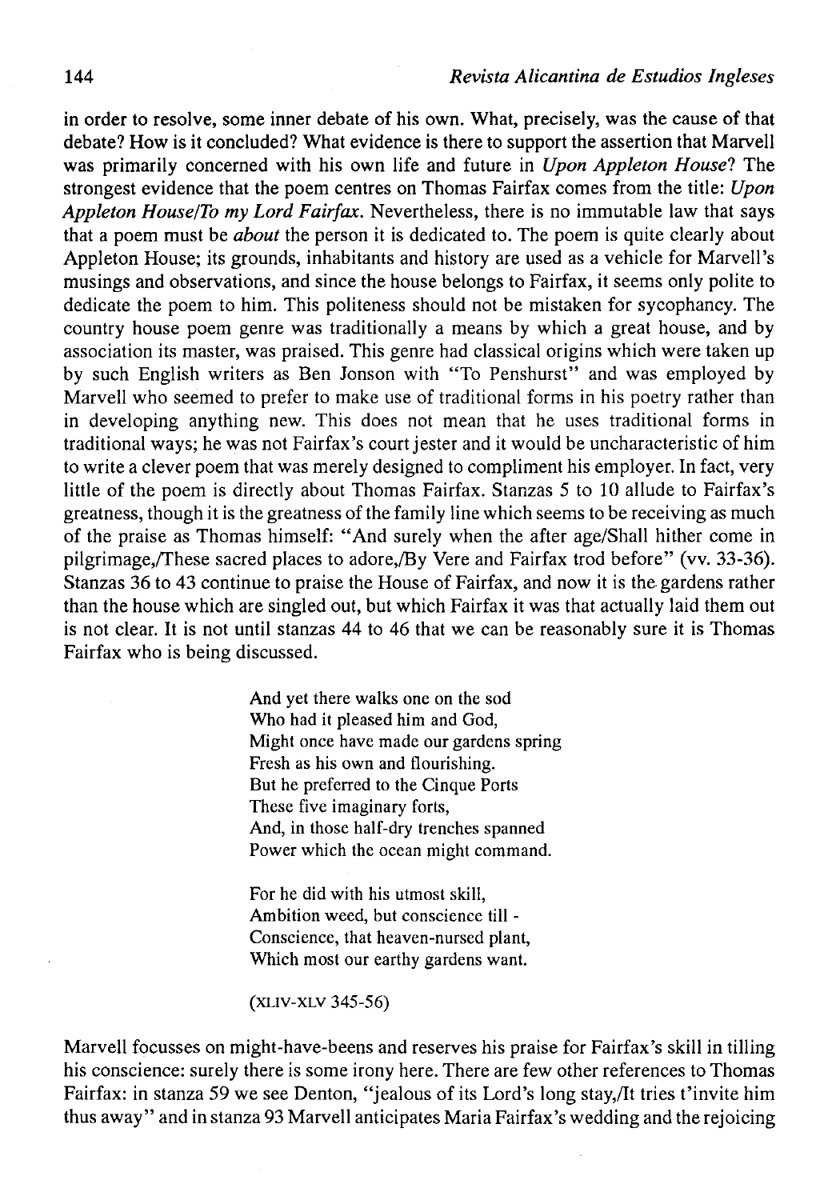in order to resolve, some inner debate of his own. What, precisely, was the cause of that debate? How is it concluded? What evidence is there to support the assertion that Marvell was primarily concerned with his own life and future in *Upon Appleton House*? The strongest evidence that the poem centres on Thomas Fairfax comes from the title: *Upon Appleton House/To my Lord Fairfax*. Nevertheless, there is no immutable law that says that a poem must be *about* the person it is dedicated to. The poem is quite clearly about Appleton House; its grounds, inhabitants and history are used as a vehicle for Marvell's musings and observations, and since the house belongs to Fairfax, it seems only polite to dedicate the poem to him. This politeness should not be mistaken for sycophancy. The country house poem genre was traditionally a means by which a great house, and by association its master, was praised. This genre had classical origins which were taken up by such English writers as Ben Jonson with "To Penshurst" and was employed by Marvell who seemed to prefer to make use of traditional forms in his poetry rather than in developing anything new. This does not mean that he uses traditional forms in traditional ways; he was not Fairfax's court jester and it would be uncharacteristic of him to write a clever poem that was merely designed to compliment his employer. In fact, very little of the poem is directly about Thomas Fairfax. Stanzas 5 to 10 allude to Fairfax's greatness, though it is the greatness of the family line which seems to be receiving as much of the praise as Thomas himself: "And surely when the after age/Shall hither come in pilgrimage,/These sacred places to adore,/By Vere and Fairfax trod before" (vv. 33-36). Stanzas 36 to 43 continue to praise the House of Fairfax, and now it is the gardens rather than the house which are singled out, but which Fairfax it was that actually laid them out is not clear. It is not until stanzas 44 to 46 that we can be reasonably sure it is Thomas Fairfax who is being discussed.

> And yet there walks one on the sod
> Who had it pleased him and God,
> Might once have made our gardens spring
> Fresh as his own and flourishing.
> But he preferred to the Cinque Ports
> These five imaginary forts,
> And, in those half-dry trenches spanned
> Power which the ocean might command.
>
> For he did with his utmost skill,
> Ambition weed, but conscience till -
> Conscience, that heaven-nursed plant,
> Which most our earthy gardens want.
>
> (XLIV-XLV 345-56)

Marvell focusses on might-have-beens and reserves his praise for Fairfax's skill in tilling his conscience: surely there is some irony here. There are few other references to Thomas Fairfax: in stanza 59 we see Denton, "jealous of its Lord's long stay,/It tries t'invite him thus away" and in stanza 93 Marvell anticipates Maria Fairfax's wedding and the rejoicing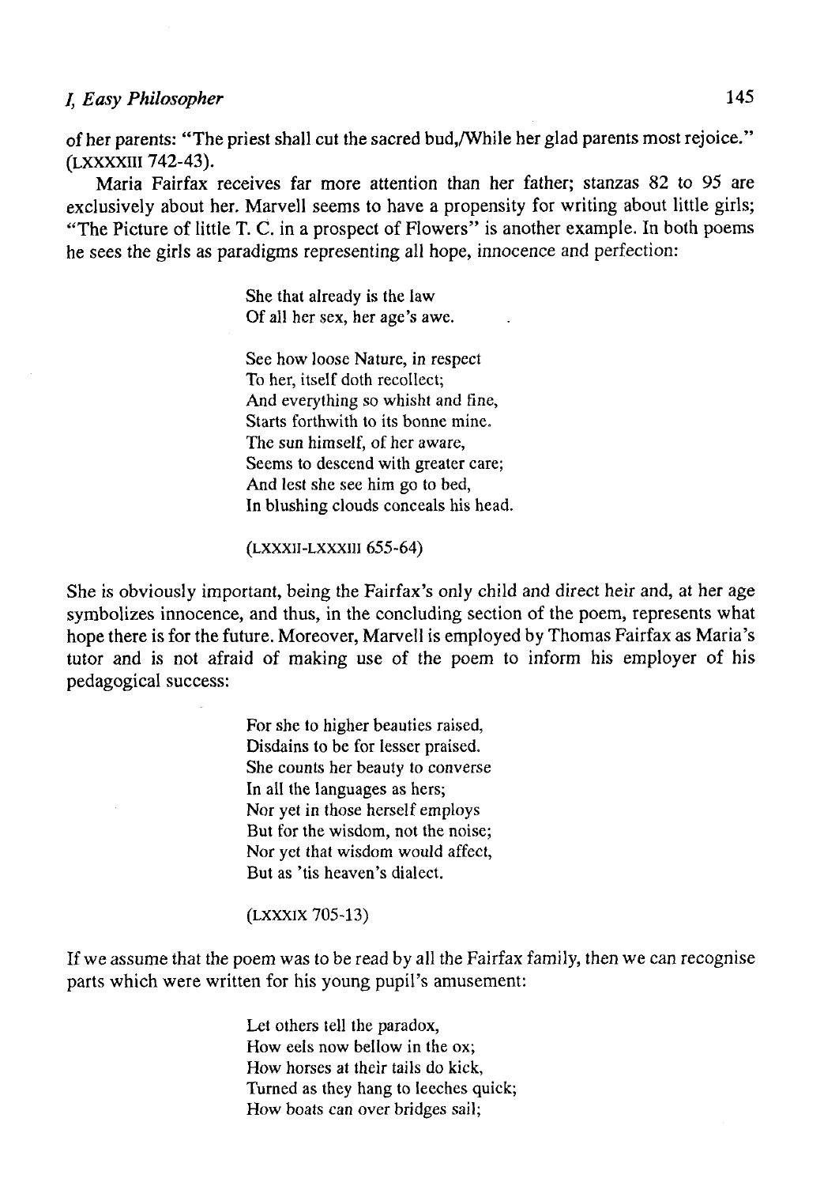of her parents: "The priest shall cut the sacred bud,/While her glad parents most rejoice." (LXXXXIII 742-43).

Maria Fairfax receives far more attention than her father; stanzas 82 to 95 are exclusively about her. Marvell seems to have a propensity for writing about little girls; "The Picture of little T. C. in a prospect of Flowers" is another example. In both poems he sees the girls as paradigms representing all hope, innocence and perfection:

> She that already is the law  
> Of all her sex, her age's awe.
>
> See how loose Nature, in respect  
> To her, itself doth recollect;  
> And everything so whisht and fine,  
> Starts forthwith to its bonne mine.  
> The sun himself, of her aware,  
> Seems to descend with greater care;  
> And lest she see him go to bed,  
> In blushing clouds conceals his head.
>
> (LXXXII-LXXXIII 655-64)

She is obviously important, being the Fairfax's only child and direct heir and, at her age symbolizes innocence, and thus, in the concluding section of the poem, represents what hope there is for the future. Moreover, Marvell is employed by Thomas Fairfax as Maria's tutor and is not afraid of making use of the poem to inform his employer of his pedagogical success:

> For she to higher beauties raised,  
> Disdains to be for lesser praised.  
> She counts her beauty to converse  
> In all the languages as hers;  
> Nor yet in those herself employs  
> But for the wisdom, not the noise;  
> Nor yet that wisdom would affect,  
> But as 'tis heaven's dialect.
>
> (LXXXIX 705-13)

If we assume that the poem was to be read by all the Fairfax family, then we can recognise parts which were written for his young pupil's amusement:

> Let others tell the paradox,  
> How eels now bellow in the ox;  
> How horses at their tails do kick,  
> Turned as they hang to leeches quick;  
> How boats can over bridges sail;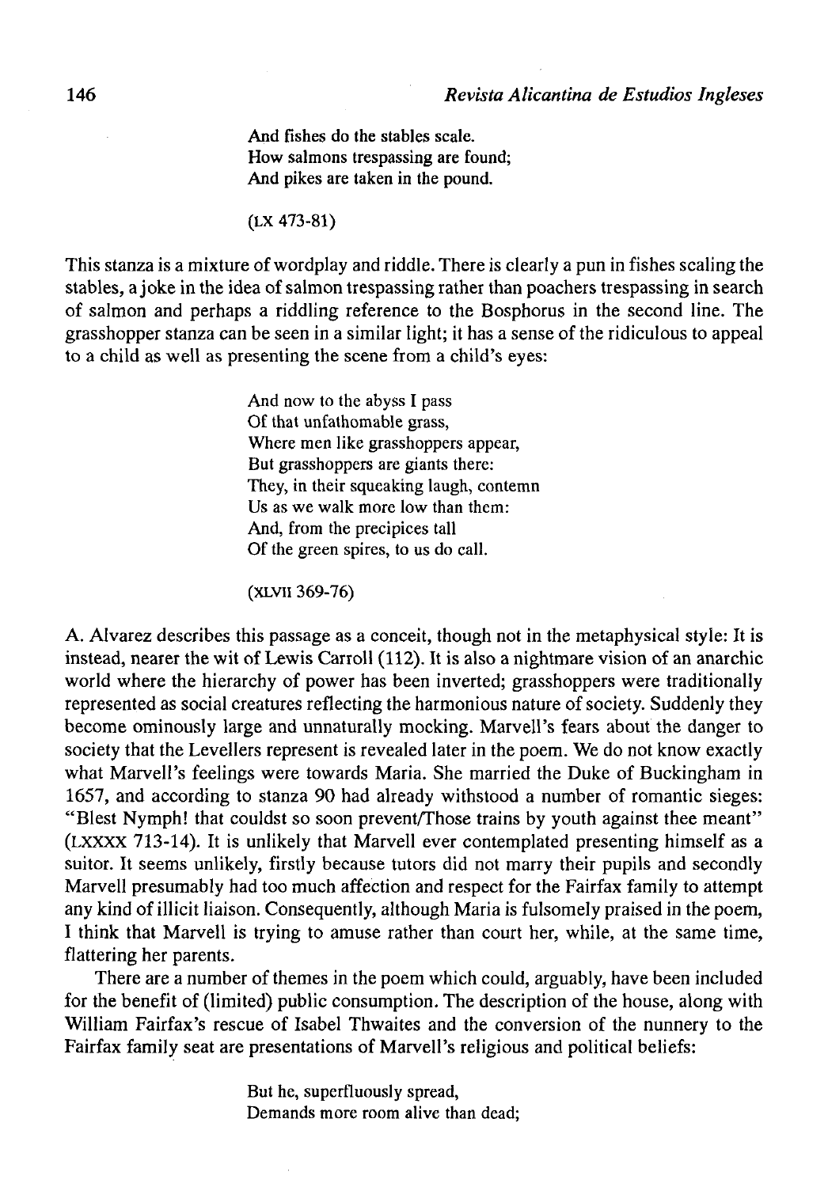> And fishes do the stables scale.
> How salmons trespassing are found;
> And pikes are taken in the pound.
>
> (LX 473-81)

This stanza is a mixture of wordplay and riddle. There is clearly a pun in fishes scaling the stables, a joke in the idea of salmon trespassing rather than poachers trespassing in search of salmon and perhaps a riddling reference to the Bosphorus in the second line. The grasshopper stanza can be seen in a similar light; it has a sense of the ridiculous to appeal to a child as well as presenting the scene from a child's eyes:

> And now to the abyss I pass
> Of that unfathomable grass,
> Where men like grasshoppers appear,
> But grasshoppers are giants there:
> They, in their squeaking laugh, contemn
> Us as we walk more low than them:
> And, from the precipices tall
> Of the green spires, to us do call.
>
> (XLVII 369-76)

A. Alvarez describes this passage as a conceit, though not in the metaphysical style: It is instead, nearer the wit of Lewis Carroll (112). It is also a nightmare vision of an anarchic world where the hierarchy of power has been inverted; grasshoppers were traditionally represented as social creatures reflecting the harmonious nature of society. Suddenly they become ominously large and unnaturally mocking. Marvell's fears about the danger to society that the Levellers represent is revealed later in the poem. We do not know exactly what Marvell's feelings were towards Maria. She married the Duke of Buckingham in 1657, and according to stanza 90 had already withstood a number of romantic sieges: "Blest Nymph! that couldst so soon prevent/Those trains by youth against thee meant" (LXXXX 713-14). It is unlikely that Marvell ever contemplated presenting himself as a suitor. It seems unlikely, firstly because tutors did not marry their pupils and secondly Marvell presumably had too much affection and respect for the Fairfax family to attempt any kind of illicit liaison. Consequently, although Maria is fulsomely praised in the poem, I think that Marvell is trying to amuse rather than court her, while, at the same time, flattering her parents.

There are a number of themes in the poem which could, arguably, have been included for the benefit of (limited) public consumption. The description of the house, along with William Fairfax's rescue of Isabel Thwaites and the conversion of the nunnery to the Fairfax family seat are presentations of Marvell's religious and political beliefs:

> But he, superfluously spread,
> Demands more room alive than dead;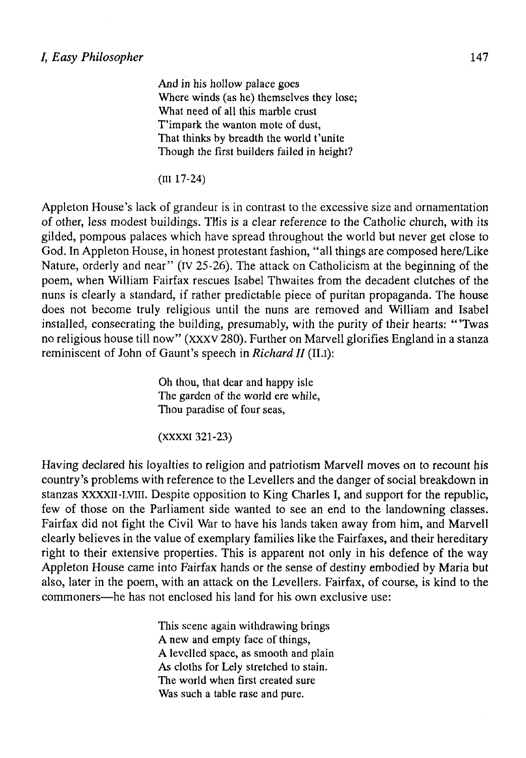> And in his hollow palace goes
> Where winds (as he) themselves they lose;
> What need of all this marble crust
> T'impark the wanton mote of dust,
> That thinks by breadth the world t'unite
> Though the first builders failed in height?
>
> (III 17-24)

Appleton House's lack of grandeur is in contrast to the excessive size and ornamentation of other, less modest buildings. This is a clear reference to the Catholic church, with its gilded, pompous palaces which have spread throughout the world but never get close to God. In Appleton House, in honest protestant fashion, "all things are composed here/Like Nature, orderly and near" (IV 25-26). The attack on Catholicism at the beginning of the poem, when William Fairfax rescues Isabel Thwaites from the decadent clutches of the nuns is clearly a standard, if rather predictable piece of puritan propaganda. The house does not become truly religious until the nuns are removed and William and Isabel installed, consecrating the building, presumably, with the purity of their hearts: "'Twas no religious house till now" (XXXV 280). Further on Marvell glorifies England in a stanza reminiscent of John of Gaunt's speech in *Richard II* (II.I):

> Oh thou, that dear and happy isle
> The garden of the world ere while,
> Thou paradise of four seas,
>
> (XXXXI 321-23)

Having declared his loyalties to religion and patriotism Marvell moves on to recount his country's problems with reference to the Levellers and the danger of social breakdown in stanzas XXXXII-LVIII. Despite opposition to King Charles I, and support for the republic, few of those on the Parliament side wanted to see an end to the landowning classes. Fairfax did not fight the Civil War to have his lands taken away from him, and Marvell clearly believes in the value of exemplary families like the Fairfaxes, and their hereditary right to their extensive properties. This is apparent not only in his defence of the way Appleton House came into Fairfax hands or the sense of destiny embodied by Maria but also, later in the poem, with an attack on the Levellers. Fairfax, of course, is kind to the commoners—he has not enclosed his land for his own exclusive use:

> This scene again withdrawing brings
> A new and empty face of things,
> A levelled space, as smooth and plain
> As cloths for Lely stretched to stain.
> The world when first created sure
> Was such a table rase and pure.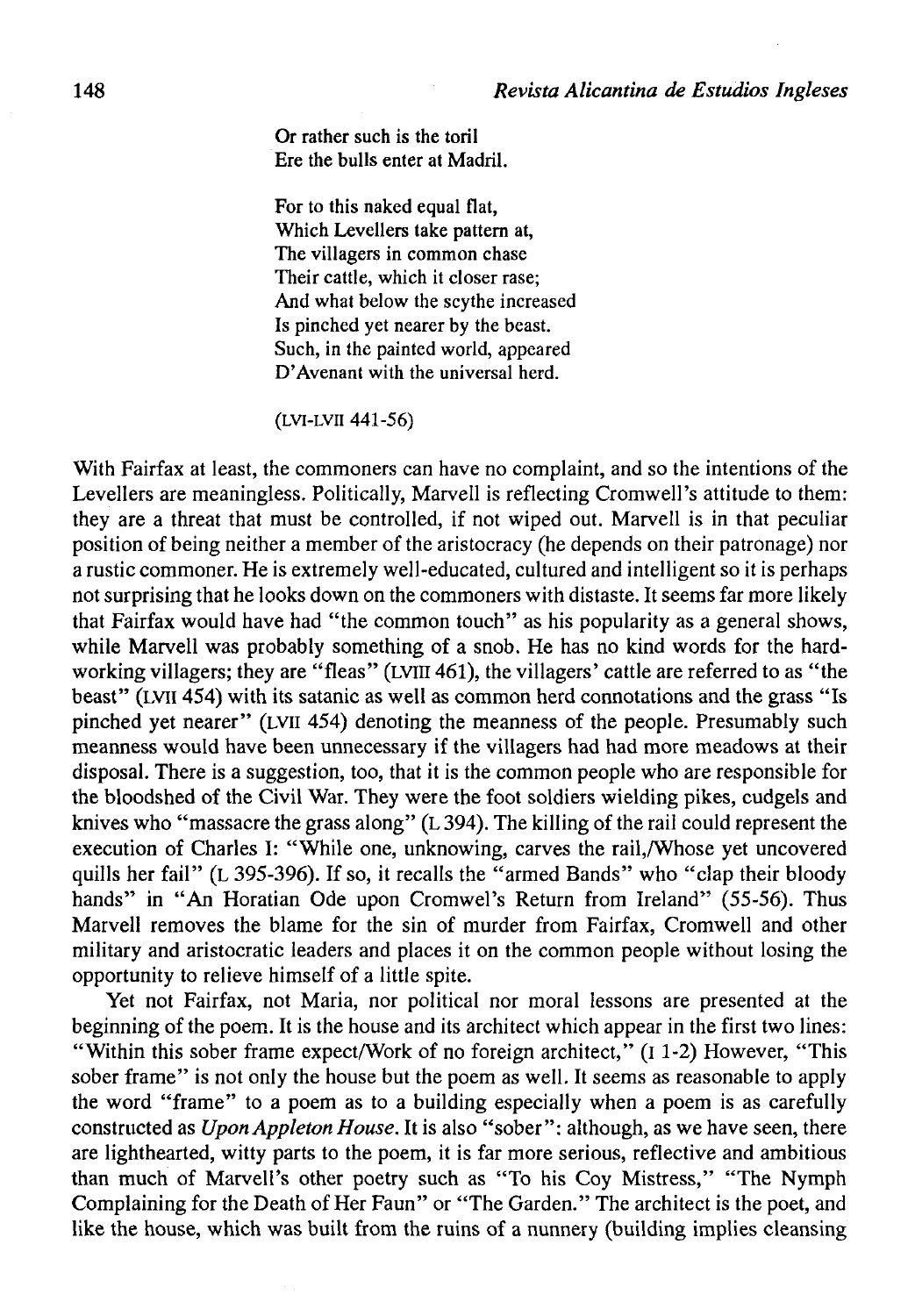Or rather such is the toril  
Ere the bulls enter at Madril.

For to this naked equal flat,  
Which Levellers take pattern at,  
The villagers in common chase  
Their cattle, which it closer rase;  
And what below the scythe increased  
Is pinched yet nearer by the beast.  
Such, in the painted world, appeared  
D'Avenant with the universal herd.

(LVI-LVII 441-56)

With Fairfax at least, the commoners can have no complaint, and so the intentions of the Levellers are meaningless. Politically, Marvell is reflecting Cromwell's attitude to them: they are a threat that must be controlled, if not wiped out. Marvell is in that peculiar position of being neither a member of the aristocracy (he depends on their patronage) nor a rustic commoner. He is extremely well-educated, cultured and intelligent so it is perhaps not surprising that he looks down on the commoners with distaste. It seems far more likely that Fairfax would have had "the common touch" as his popularity as a general shows, while Marvell was probably something of a snob. He has no kind words for the hard-working villagers; they are "fleas" (LVIII 461), the villagers' cattle are referred to as "the beast" (LVII 454) with its satanic as well as common herd connotations and the grass "Is pinched yet nearer" (LVII 454) denoting the meanness of the people. Presumably such meanness would have been unnecessary if the villagers had had more meadows at their disposal. There is a suggestion, too, that it is the common people who are responsible for the bloodshed of the Civil War. They were the foot soldiers wielding pikes, cudgels and knives who "massacre the grass along" (L 394). The killing of the rail could represent the execution of Charles I: "While one, unknowing, carves the rail,/Whose yet uncovered quills her fail" (L 395-396). If so, it recalls the "armed Bands" who "clap their bloody hands" in "An Horatian Ode upon Cromwel's Return from Ireland" (55-56). Thus Marvell removes the blame for the sin of murder from Fairfax, Cromwell and other military and aristocratic leaders and places it on the common people without losing the opportunity to relieve himself of a little spite.

Yet not Fairfax, not Maria, nor political nor moral lessons are presented at the beginning of the poem. It is the house and its architect which appear in the first two lines: "Within this sober frame expect/Work of no foreign architect," (I 1-2) However, "This sober frame" is not only the house but the poem as well. It seems as reasonable to apply the word "frame" to a poem as to a building especially when a poem is as carefully constructed as *Upon Appleton House*. It is also "sober": although, as we have seen, there are lighthearted, witty parts to the poem, it is far more serious, reflective and ambitious than much of Marvell's other poetry such as "To his Coy Mistress," "The Nymph Complaining for the Death of Her Faun" or "The Garden." The architect is the poet, and like the house, which was built from the ruins of a nunnery (building implies cleansing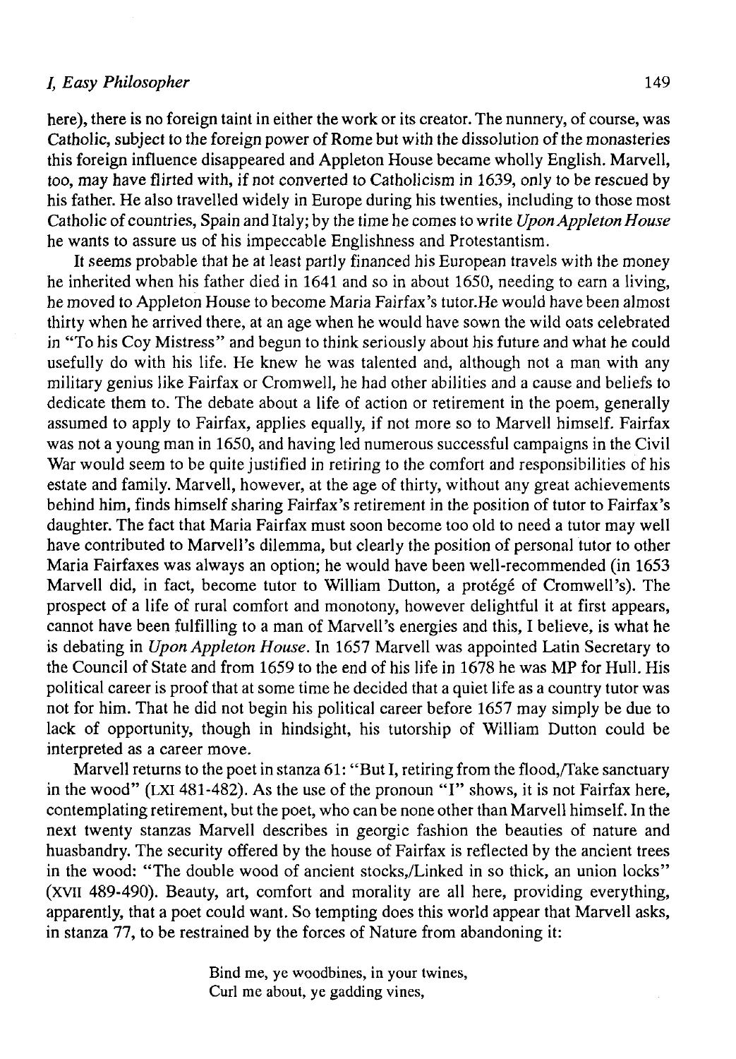here), there is no foreign taint in either the work or its creator. The nunnery, of course, was Catholic, subject to the foreign power of Rome but with the dissolution of the monasteries this foreign influence disappeared and Appleton House became wholly English. Marvell, too, may have flirted with, if not converted to Catholicism in 1639, only to be rescued by his father. He also travelled widely in Europe during his twenties, including to those most Catholic of countries, Spain and Italy; by the time he comes to write *Upon Appleton House* he wants to assure us of his impeccable Englishness and Protestantism.

It seems probable that he at least partly financed his European travels with the money he inherited when his father died in 1641 and so in about 1650, needing to earn a living, he moved to Appleton House to become Maria Fairfax's tutor.He would have been almost thirty when he arrived there, at an age when he would have sown the wild oats celebrated in "To his Coy Mistress" and begun to think seriously about his future and what he could usefully do with his life. He knew he was talented and, although not a man with any military genius like Fairfax or Cromwell, he had other abilities and a cause and beliefs to dedicate them to. The debate about a life of action or retirement in the poem, generally assumed to apply to Fairfax, applies equally, if not more so to Marvell himself. Fairfax was not a young man in 1650, and having led numerous successful campaigns in the Civil War would seem to be quite justified in retiring to the comfort and responsibilities of his estate and family. Marvell, however, at the age of thirty, without any great achievements behind him, finds himself sharing Fairfax's retirement in the position of tutor to Fairfax's daughter. The fact that Maria Fairfax must soon become too old to need a tutor may well have contributed to Marvell's dilemma, but clearly the position of personal tutor to other Maria Fairfaxes was always an option; he would have been well-recommended (in 1653 Marvell did, in fact, become tutor to William Dutton, a protégé of Cromwell's). The prospect of a life of rural comfort and monotony, however delightful it at first appears, cannot have been fulfilling to a man of Marvell's energies and this, I believe, is what he is debating in *Upon Appleton House*. In 1657 Marvell was appointed Latin Secretary to the Council of State and from 1659 to the end of his life in 1678 he was MP for Hull. His political career is proof that at some time he decided that a quiet life as a country tutor was not for him. That he did not begin his political career before 1657 may simply be due to lack of opportunity, though in hindsight, his tutorship of William Dutton could be interpreted as a career move.

Marvell returns to the poet in stanza 61: "But I, retiring from the flood,/Take sanctuary in the wood" (LXI 481-482). As the use of the pronoun "I" shows, it is not Fairfax here, contemplating retirement, but the poet, who can be none other than Marvell himself. In the next twenty stanzas Marvell describes in georgic fashion the beauties of nature and huasbandry. The security offered by the house of Fairfax is reflected by the ancient trees in the wood: "The double wood of ancient stocks,/Linked in so thick, an union locks" (XVII 489-490). Beauty, art, comfort and morality are all here, providing everything, apparently, that a poet could want. So tempting does this world appear that Marvell asks, in stanza 77, to be restrained by the forces of Nature from abandoning it:

> Bind me, ye woodbines, in your twines,
> Curl me about, ye gadding vines,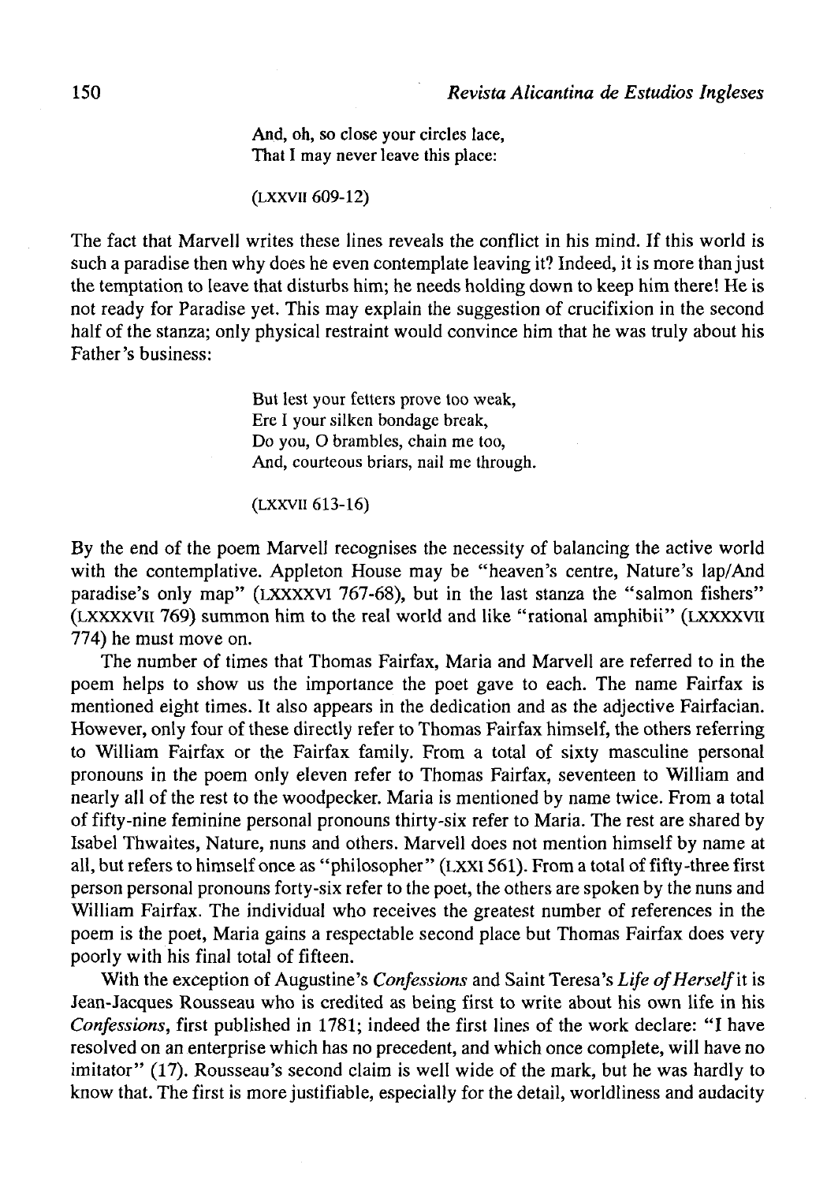> And, oh, so close your circles lace,
> That I may never leave this place:
>
> (LXXVII 609-12)

The fact that Marvell writes these lines reveals the conflict in his mind. If this world is such a paradise then why does he even contemplate leaving it? Indeed, it is more than just the temptation to leave that disturbs him; he needs holding down to keep him there! He is not ready for Paradise yet. This may explain the suggestion of crucifixion in the second half of the stanza; only physical restraint would convince him that he was truly about his Father's business:

> But lest your fetters prove too weak,
> Ere I your silken bondage break,
> Do you, O brambles, chain me too,
> And, courteous briars, nail me through.
>
> (LXXVII 613-16)

By the end of the poem Marvell recognises the necessity of balancing the active world with the contemplative. Appleton House may be "heaven's centre, Nature's lap/And paradise's only map" (LXXXXVI 767-68), but in the last stanza the "salmon fishers" (LXXXXVII 769) summon him to the real world and like "rational amphibii" (LXXXXVII 774) he must move on.

The number of times that Thomas Fairfax, Maria and Marvell are referred to in the poem helps to show us the importance the poet gave to each. The name Fairfax is mentioned eight times. It also appears in the dedication and as the adjective Fairfacian. However, only four of these directly refer to Thomas Fairfax himself, the others referring to William Fairfax or the Fairfax family. From a total of sixty masculine personal pronouns in the poem only eleven refer to Thomas Fairfax, seventeen to William and nearly all of the rest to the woodpecker. Maria is mentioned by name twice. From a total of fifty-nine feminine personal pronouns thirty-six refer to Maria. The rest are shared by Isabel Thwaites, Nature, nuns and others. Marvell does not mention himself by name at all, but refers to himself once as "philosopher" (LXXI 561). From a total of fifty-three first person personal pronouns forty-six refer to the poet, the others are spoken by the nuns and William Fairfax. The individual who receives the greatest number of references in the poem is the poet, Maria gains a respectable second place but Thomas Fairfax does very poorly with his final total of fifteen.

With the exception of Augustine's *Confessions* and Saint Teresa's *Life of Herself* it is Jean-Jacques Rousseau who is credited as being first to write about his own life in his *Confessions*, first published in 1781; indeed the first lines of the work declare: "I have resolved on an enterprise which has no precedent, and which once complete, will have no imitator" (17). Rousseau's second claim is well wide of the mark, but he was hardly to know that. The first is more justifiable, especially for the detail, worldliness and audacity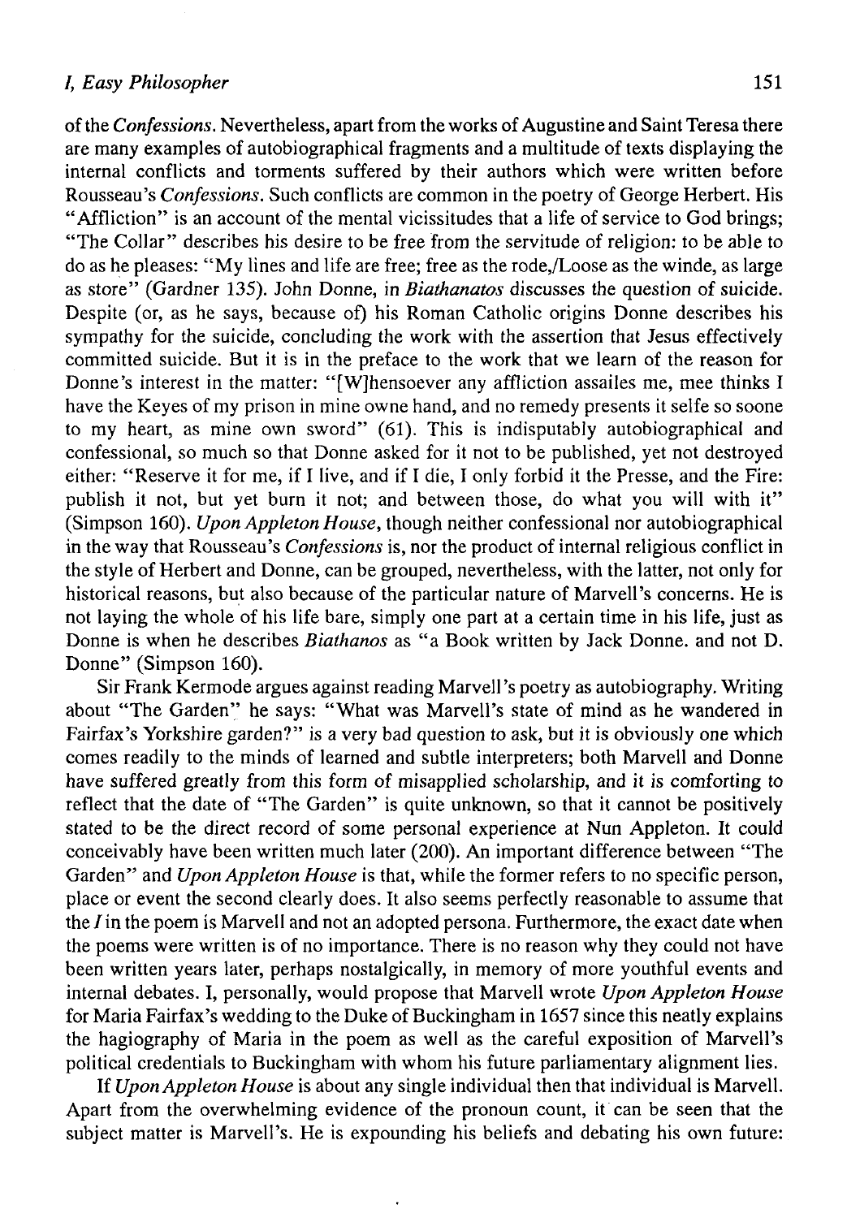of the *Confessions*. Nevertheless, apart from the works of Augustine and Saint Teresa there are many examples of autobiographical fragments and a multitude of texts displaying the internal conflicts and torments suffered by their authors which were written before Rousseau's *Confessions*. Such conflicts are common in the poetry of George Herbert. His "Affliction" is an account of the mental vicissitudes that a life of service to God brings; "The Collar" describes his desire to be free from the servitude of religion: to be able to do as he pleases: "My lines and life are free; free as the rode,/Loose as the winde, as large as store" (Gardner 135). John Donne, in *Biathanatos* discusses the question of suicide. Despite (or, as he says, because of) his Roman Catholic origins Donne describes his sympathy for the suicide, concluding the work with the assertion that Jesus effectively committed suicide. But it is in the preface to the work that we learn of the reason for Donne's interest in the matter: "[W]hensoever any affliction assailes me, mee thinks I have the Keyes of my prison in mine owne hand, and no remedy presents it selfe so soone to my heart, as mine own sword" (61). This is indisputably autobiographical and confessional, so much so that Donne asked for it not to be published, yet not destroyed either: "Reserve it for me, if I live, and if I die, I only forbid it the Presse, and the Fire: publish it not, but yet burn it not; and between those, do what you will with it" (Simpson 160). *Upon Appleton House*, though neither confessional nor autobiographical in the way that Rousseau's *Confessions* is, nor the product of internal religious conflict in the style of Herbert and Donne, can be grouped, nevertheless, with the latter, not only for historical reasons, but also because of the particular nature of Marvell's concerns. He is not laying the whole of his life bare, simply one part at a certain time in his life, just as Donne is when he describes *Biathanos* as "a Book written by Jack Donne. and not D. Donne" (Simpson 160).

Sir Frank Kermode argues against reading Marvell's poetry as autobiography. Writing about "The Garden" he says: "What was Marvell's state of mind as he wandered in Fairfax's Yorkshire garden?" is a very bad question to ask, but it is obviously one which comes readily to the minds of learned and subtle interpreters; both Marvell and Donne have suffered greatly from this form of misapplied scholarship, and it is comforting to reflect that the date of "The Garden" is quite unknown, so that it cannot be positively stated to be the direct record of some personal experience at Nun Appleton. It could conceivably have been written much later (200). An important difference between "The Garden" and *Upon Appleton House* is that, while the former refers to no specific person, place or event the second clearly does. It also seems perfectly reasonable to assume that the *I* in the poem is Marvell and not an adopted persona. Furthermore, the exact date when the poems were written is of no importance. There is no reason why they could not have been written years later, perhaps nostalgically, in memory of more youthful events and internal debates. I, personally, would propose that Marvell wrote *Upon Appleton House* for Maria Fairfax's wedding to the Duke of Buckingham in 1657 since this neatly explains the hagiography of Maria in the poem as well as the careful exposition of Marvell's political credentials to Buckingham with whom his future parliamentary alignment lies.

If *Upon Appleton House* is about any single individual then that individual is Marvell. Apart from the overwhelming evidence of the pronoun count, it can be seen that the subject matter is Marvell's. He is expounding his beliefs and debating his own future: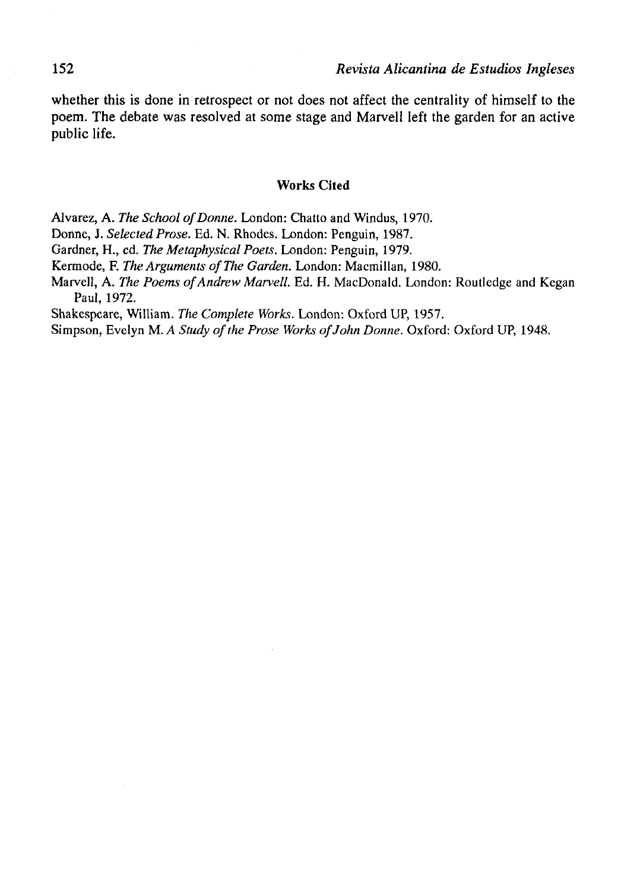whether this is done in retrospect or not does not affect the centrality of himself to the poem. The debate was resolved at some stage and Marvell left the garden for an active public life.

## Works Cited

Alvarez, A. *The School of Donne*. London: Chatto and Windus, 1970.

Donne, J. *Selected Prose*. Ed. N. Rhodes. London: Penguin, 1987.

Gardner, H., ed. *The Metaphysical Poets*. London: Penguin, 1979.

Kermode, F. *The Arguments of The Garden*. London: Macmillan, 1980.

Marvell, A. *The Poems of Andrew Marvell*. Ed. H. MacDonald. London: Routledge and Kegan Paul, 1972.

Shakespeare, William. *The Complete Works*. London: Oxford UP, 1957.

Simpson, Evelyn M. *A Study of the Prose Works of John Donne*. Oxford: Oxford UP, 1948.